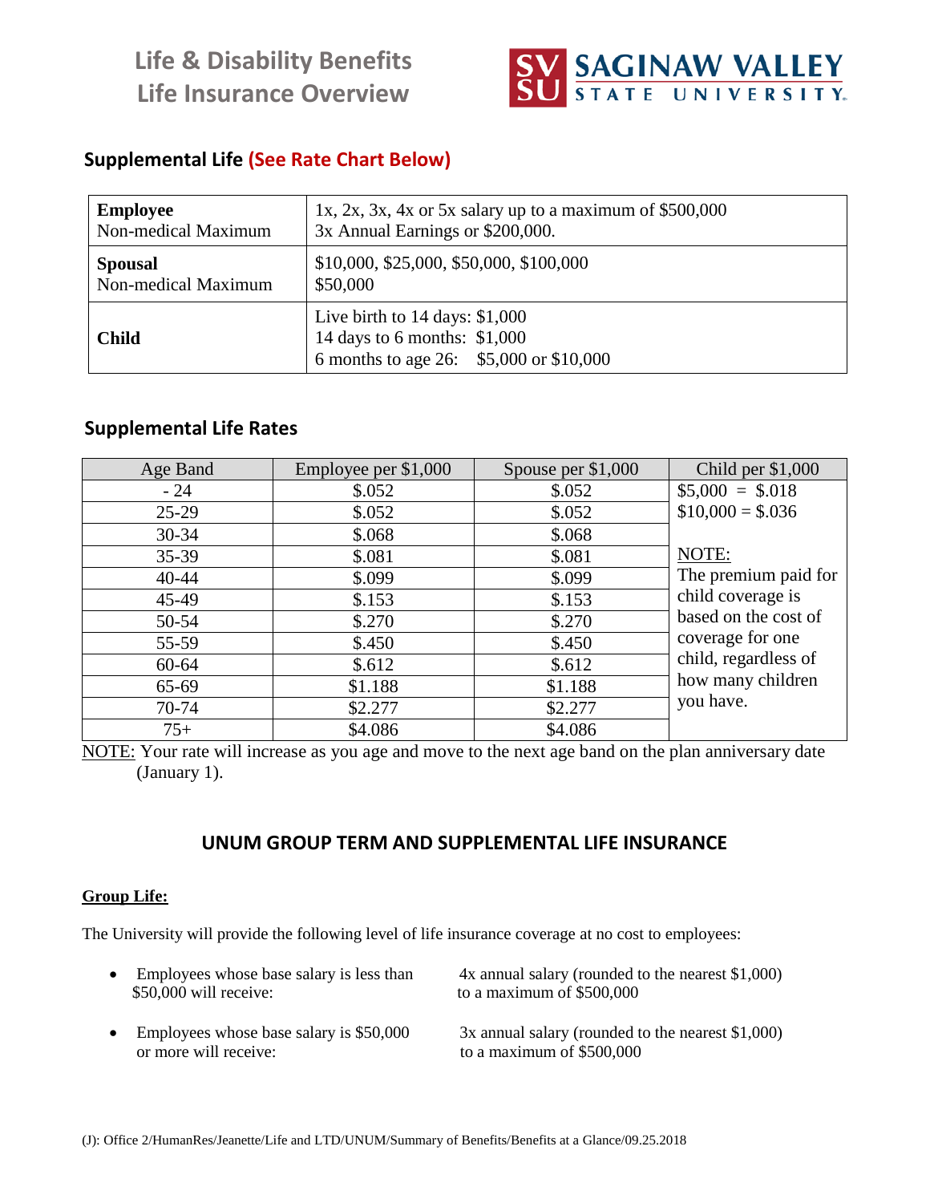# Life & Disability Benefits
# Life Insurance Overview

SAGINAW VALLEY STATE UNIVERSITY

## Supplemental Life (See Rate Chart Below)

| | |
|---|---|
| **Employee**<br>Non-medical Maximum | 1x, 2x, 3x, 4x or 5x salary up to a maximum of $500,000<br>3x Annual Earnings or $200,000. |
| **Spousal**<br>Non-medical Maximum | $10,000, $25,000, $50,000, $100,000<br>$50,000 |
| **Child** | Live birth to 14 days: $1,000<br>14 days to 6 months: $1,000<br>6 months to age 26: $5,000 or $10,000 |

## Supplemental Life Rates

| Age Band | Employee per $1,000 | Spouse per $1,000 | Child per $1,000 |
|---|---|---|---|
| - 24 | $.052 | $.052 | $5,000 = $.018 |
| 25-29 | $.052 | $.052 | $10,000 = $.036 |
| 30-34 | $.068 | $.068 | |
| 35-39 | $.081 | $.081 | NOTE: |
| 40-44 | $.099 | $.099 | The premium paid for |
| 45-49 | $.153 | $.153 | child coverage is |
| 50-54 | $.270 | $.270 | based on the cost of |
| 55-59 | $.450 | $.450 | coverage for one |
| 60-64 | $.612 | $.612 | child, regardless of |
| 65-69 | $1.188 | $1.188 | how many children |
| 70-74 | $2.277 | $2.277 | you have. |
| 75+ | $4.086 | $4.086 | |

NOTE: Your rate will increase as you age and move to the next age band on the plan anniversary date (January 1).

## UNUM GROUP TERM AND SUPPLEMENTAL LIFE INSURANCE

**Group Life:**

The University will provide the following level of life insurance coverage at no cost to employees:

- Employees whose base salary is less than $50,000 will receive: 4x annual salary (rounded to the nearest $1,000) to a maximum of $500,000
- Employees whose base salary is $50,000 or more will receive: 3x annual salary (rounded to the nearest $1,000) to a maximum of $500,000

(J): Office 2/HumanRes/Jeanette/Life and LTD/UNUM/Summary of Benefits/Benefits at a Glance/09.25.2018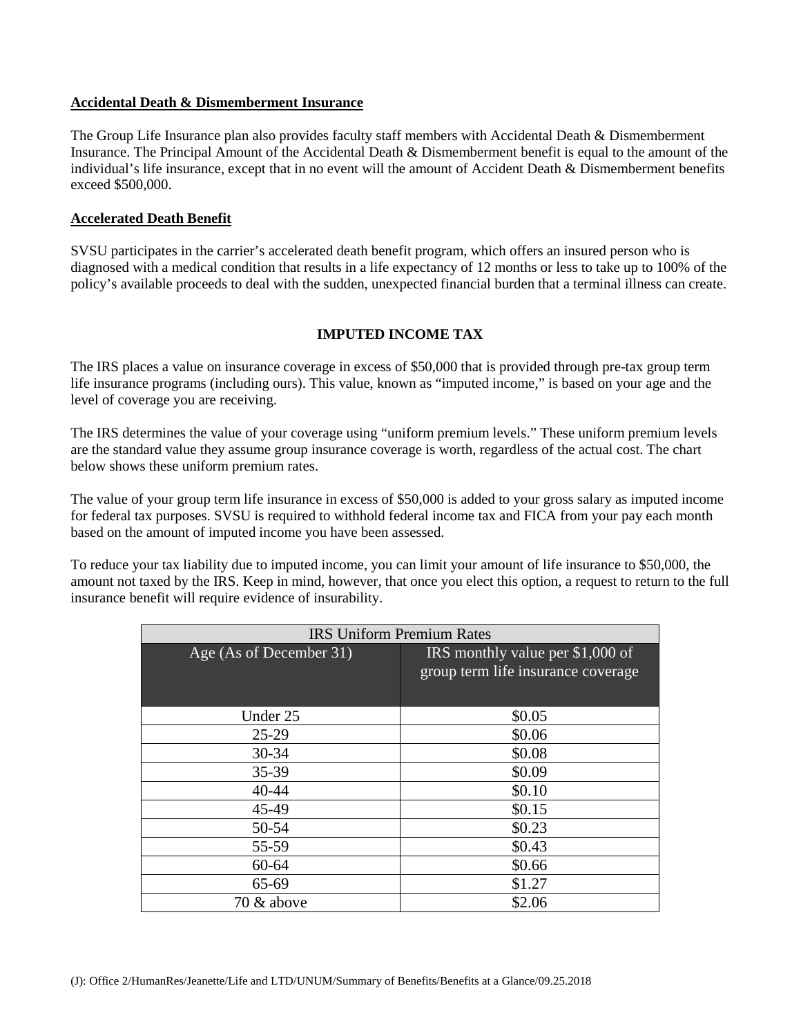**Accidental Death & Dismemberment Insurance**

The Group Life Insurance plan also provides faculty staff members with Accidental Death & Dismemberment Insurance. The Principal Amount of the Accidental Death & Dismemberment benefit is equal to the amount of the individual's life insurance, except that in no event will the amount of Accident Death & Dismemberment benefits exceed $500,000.

**Accelerated Death Benefit**

SVSU participates in the carrier's accelerated death benefit program, which offers an insured person who is diagnosed with a medical condition that results in a life expectancy of 12 months or less to take up to 100% of the policy's available proceeds to deal with the sudden, unexpected financial burden that a terminal illness can create.

## IMPUTED INCOME TAX

The IRS places a value on insurance coverage in excess of $50,000 that is provided through pre-tax group term life insurance programs (including ours). This value, known as "imputed income," is based on your age and the level of coverage you are receiving.

The IRS determines the value of your coverage using "uniform premium levels." These uniform premium levels are the standard value they assume group insurance coverage is worth, regardless of the actual cost. The chart below shows these uniform premium rates.

The value of your group term life insurance in excess of $50,000 is added to your gross salary as imputed income for federal tax purposes. SVSU is required to withhold federal income tax and FICA from your pay each month based on the amount of imputed income you have been assessed.

To reduce your tax liability due to imputed income, you can limit your amount of life insurance to $50,000, the amount not taxed by the IRS. Keep in mind, however, that once you elect this option, a request to return to the full insurance benefit will require evidence of insurability.

| IRS Uniform Premium Rates | |
|---|---|
| Age (As of December 31) | IRS monthly value per $1,000 of group term life insurance coverage |
| Under 25 | $0.05 |
| 25-29 | $0.06 |
| 30-34 | $0.08 |
| 35-39 | $0.09 |
| 40-44 | $0.10 |
| 45-49 | $0.15 |
| 50-54 | $0.23 |
| 55-59 | $0.43 |
| 60-64 | $0.66 |
| 65-69 | $1.27 |
| 70 & above | $2.06 |

(J): Office 2/HumanRes/Jeanette/Life and LTD/UNUM/Summary of Benefits/Benefits at a Glance/09.25.2018